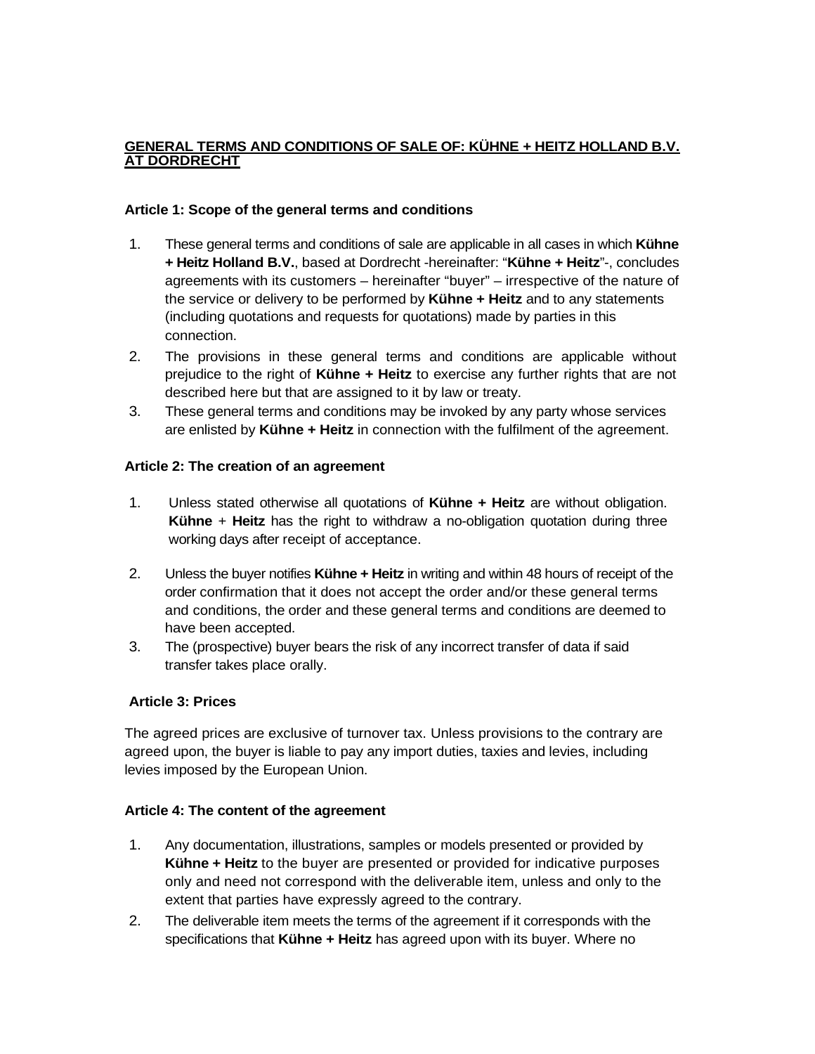**GENERAL TERMS AND CONDITIONS OF SALE OF: KÜHNE + HEITZ HOLLAND B.V. AT DORDRECHT**

**Article 1: Scope of the general terms and conditions**

1. These general terms and conditions of sale are applicable in all cases in which **Kühne + Heitz Holland B.V.**, based at Dordrecht -hereinafter: "**Kühne + Heitz**"-, concludes agreements with its customers – hereinafter "buyer" – irrespective of the nature of the service or delivery to be performed by **Kühne + Heitz** and to any statements (including quotations and requests for quotations) made by parties in this connection.
2. The provisions in these general terms and conditions are applicable without prejudice to the right of **Kühne + Heitz** to exercise any further rights that are not described here but that are assigned to it by law or treaty.
3. These general terms and conditions may be invoked by any party whose services are enlisted by **Kühne + Heitz** in connection with the fulfilment of the agreement.

**Article 2: The creation of an agreement**

1. Unless stated otherwise all quotations of **Kühne + Heitz** are without obligation. **Kühne** + **Heitz** has the right to withdraw a no-obligation quotation during three working days after receipt of acceptance.
2. Unless the buyer notifies **Kühne + Heitz** in writing and within 48 hours of receipt of the order confirmation that it does not accept the order and/or these general terms and conditions, the order and these general terms and conditions are deemed to have been accepted.
3. The (prospective) buyer bears the risk of any incorrect transfer of data if said transfer takes place orally.

**Article 3: Prices**

The agreed prices are exclusive of turnover tax. Unless provisions to the contrary are agreed upon, the buyer is liable to pay any import duties, taxies and levies, including levies imposed by the European Union.

**Article 4: The content of the agreement**

1. Any documentation, illustrations, samples or models presented or provided by **Kühne + Heitz** to the buyer are presented or provided for indicative purposes only and need not correspond with the deliverable item, unless and only to the extent that parties have expressly agreed to the contrary.
2. The deliverable item meets the terms of the agreement if it corresponds with the specifications that **Kühne + Heitz** has agreed upon with its buyer. Where no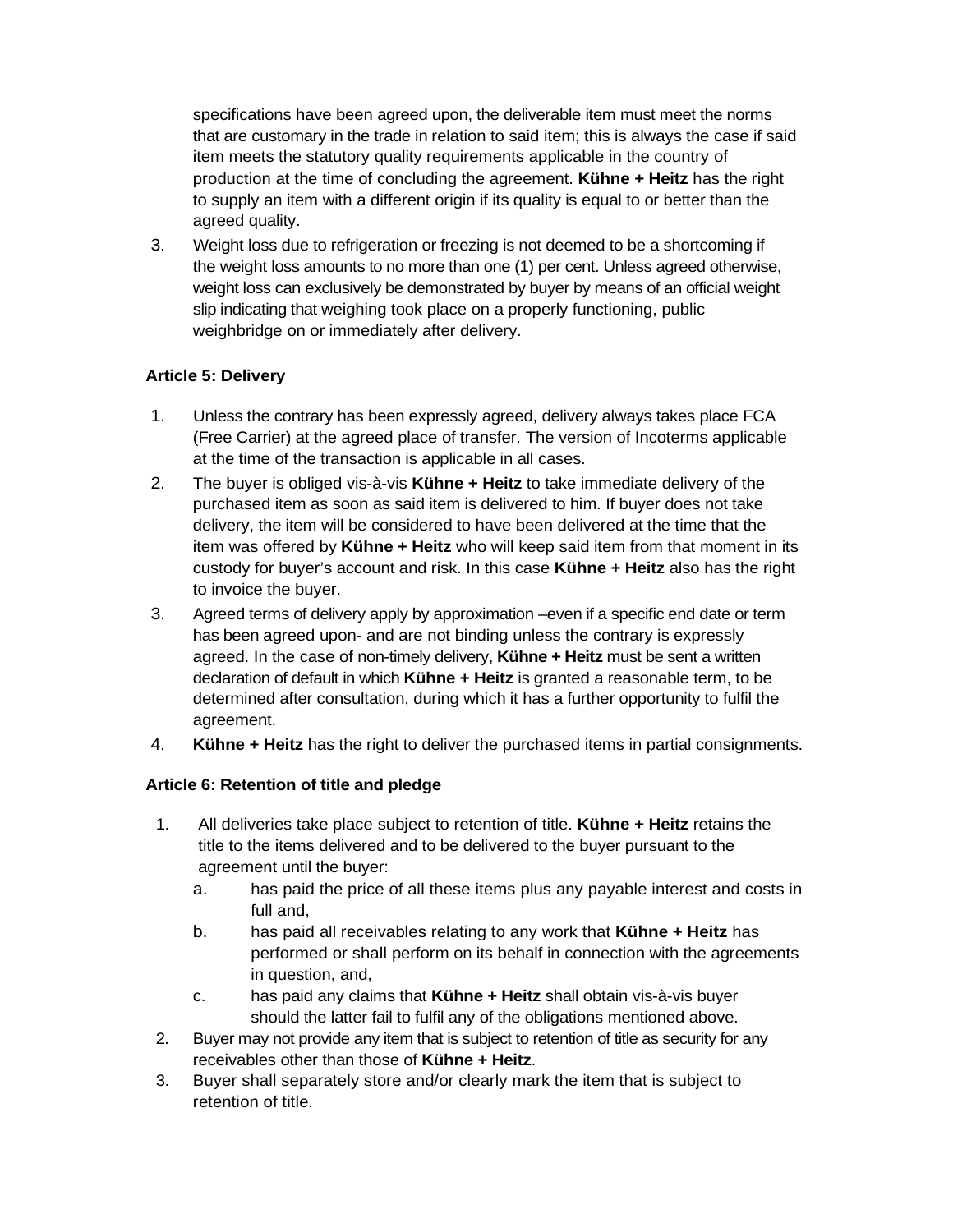specifications have been agreed upon, the deliverable item must meet the norms that are customary in the trade in relation to said item; this is always the case if said item meets the statutory quality requirements applicable in the country of production at the time of concluding the agreement. **Kühne + Heitz** has the right to supply an item with a different origin if its quality is equal to or better than the agreed quality.

3. Weight loss due to refrigeration or freezing is not deemed to be a shortcoming if the weight loss amounts to no more than one (1) per cent. Unless agreed otherwise, weight loss can exclusively be demonstrated by buyer by means of an official weight slip indicating that weighing took place on a properly functioning, public weighbridge on or immediately after delivery.

### Article 5: Delivery

1. Unless the contrary has been expressly agreed, delivery always takes place FCA (Free Carrier) at the agreed place of transfer. The version of Incoterms applicable at the time of the transaction is applicable in all cases.
2. The buyer is obliged vis-à-vis **Kühne + Heitz** to take immediate delivery of the purchased item as soon as said item is delivered to him. If buyer does not take delivery, the item will be considered to have been delivered at the time that the item was offered by **Kühne + Heitz** who will keep said item from that moment in its custody for buyer's account and risk. In this case **Kühne + Heitz** also has the right to invoice the buyer.
3. Agreed terms of delivery apply by approximation –even if a specific end date or term has been agreed upon- and are not binding unless the contrary is expressly agreed. In the case of non-timely delivery, **Kühne + Heitz** must be sent a written declaration of default in which **Kühne + Heitz** is granted a reasonable term, to be determined after consultation, during which it has a further opportunity to fulfil the agreement.
4. **Kühne + Heitz** has the right to deliver the purchased items in partial consignments.

### Article 6: Retention of title and pledge

1. All deliveries take place subject to retention of title. **Kühne + Heitz** retains the title to the items delivered and to be delivered to the buyer pursuant to the agreement until the buyer:
   a. has paid the price of all these items plus any payable interest and costs in full and,
   b. has paid all receivables relating to any work that **Kühne + Heitz** has performed or shall perform on its behalf in connection with the agreements in question, and,
   c. has paid any claims that **Kühne + Heitz** shall obtain vis-à-vis buyer should the latter fail to fulfil any of the obligations mentioned above.
2. Buyer may not provide any item that is subject to retention of title as security for any receivables other than those of **Kühne + Heitz**.
3. Buyer shall separately store and/or clearly mark the item that is subject to retention of title.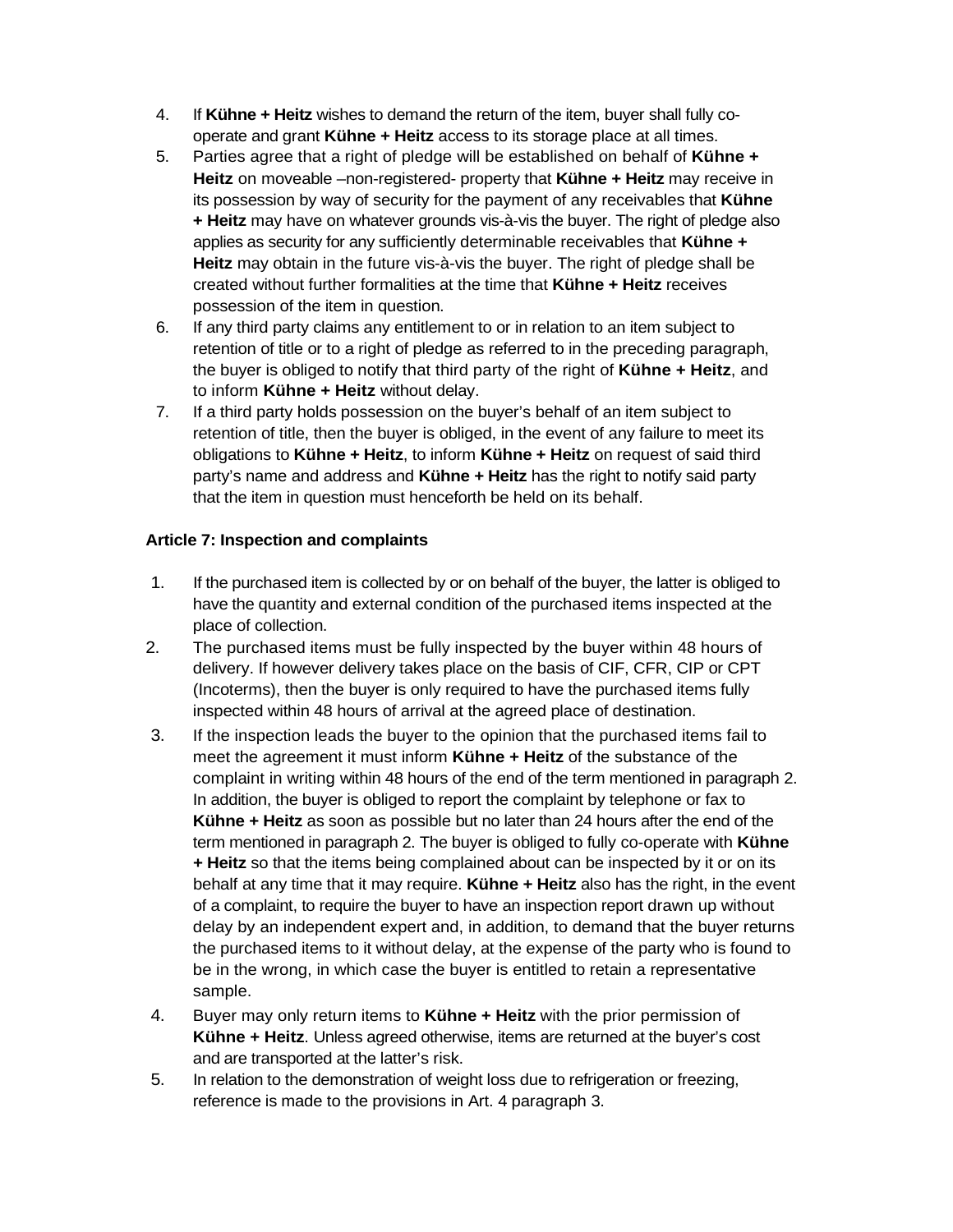4. If **Kühne + Heitz** wishes to demand the return of the item, buyer shall fully co-operate and grant **Kühne + Heitz** access to its storage place at all times.
5. Parties agree that a right of pledge will be established on behalf of **Kühne + Heitz** on moveable –non-registered- property that **Kühne + Heitz** may receive in its possession by way of security for the payment of any receivables that **Kühne + Heitz** may have on whatever grounds vis-à-vis the buyer. The right of pledge also applies as security for any sufficiently determinable receivables that **Kühne + Heitz** may obtain in the future vis-à-vis the buyer. The right of pledge shall be created without further formalities at the time that **Kühne + Heitz** receives possession of the item in question.
6. If any third party claims any entitlement to or in relation to an item subject to retention of title or to a right of pledge as referred to in the preceding paragraph, the buyer is obliged to notify that third party of the right of **Kühne + Heitz**, and to inform **Kühne + Heitz** without delay.
7. If a third party holds possession on the buyer's behalf of an item subject to retention of title, then the buyer is obliged, in the event of any failure to meet its obligations to **Kühne + Heitz**, to inform **Kühne + Heitz** on request of said third party's name and address and **Kühne + Heitz** has the right to notify said party that the item in question must henceforth be held on its behalf.

**Article 7: Inspection and complaints**

1. If the purchased item is collected by or on behalf of the buyer, the latter is obliged to have the quantity and external condition of the purchased items inspected at the place of collection.
2. The purchased items must be fully inspected by the buyer within 48 hours of delivery. If however delivery takes place on the basis of CIF, CFR, CIP or CPT (Incoterms), then the buyer is only required to have the purchased items fully inspected within 48 hours of arrival at the agreed place of destination.
3. If the inspection leads the buyer to the opinion that the purchased items fail to meet the agreement it must inform **Kühne + Heitz** of the substance of the complaint in writing within 48 hours of the end of the term mentioned in paragraph 2. In addition, the buyer is obliged to report the complaint by telephone or fax to **Kühne + Heitz** as soon as possible but no later than 24 hours after the end of the term mentioned in paragraph 2. The buyer is obliged to fully co-operate with **Kühne + Heitz** so that the items being complained about can be inspected by it or on its behalf at any time that it may require. **Kühne + Heitz** also has the right, in the event of a complaint, to require the buyer to have an inspection report drawn up without delay by an independent expert and, in addition, to demand that the buyer returns the purchased items to it without delay, at the expense of the party who is found to be in the wrong, in which case the buyer is entitled to retain a representative sample.
4. Buyer may only return items to **Kühne + Heitz** with the prior permission of **Kühne + Heitz**. Unless agreed otherwise, items are returned at the buyer's cost and are transported at the latter's risk.
5. In relation to the demonstration of weight loss due to refrigeration or freezing, reference is made to the provisions in Art. 4 paragraph 3.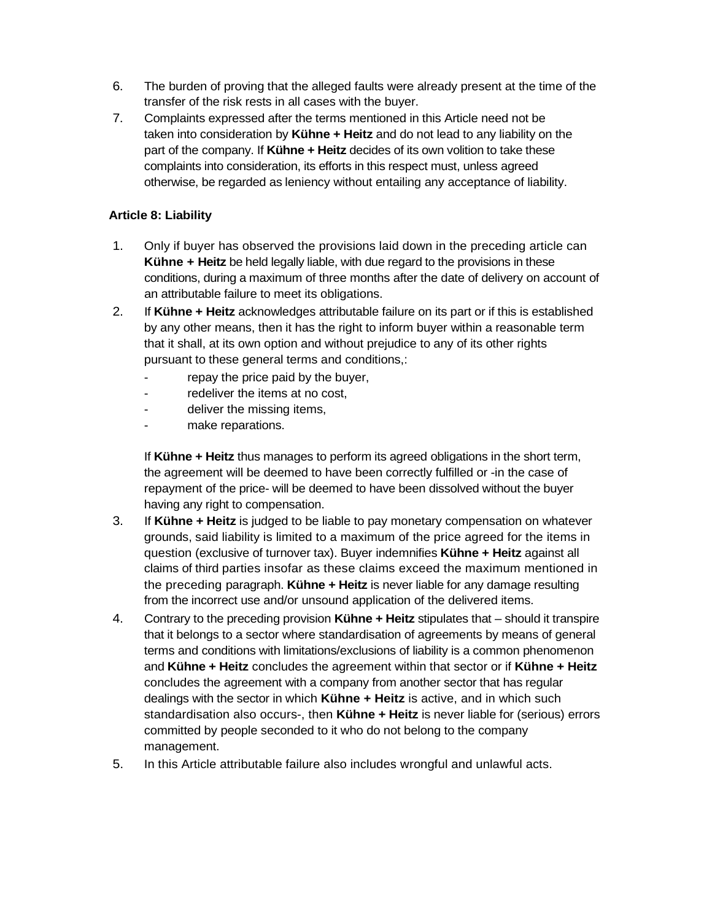6. The burden of proving that the alleged faults were already present at the time of the transfer of the risk rests in all cases with the buyer.
7. Complaints expressed after the terms mentioned in this Article need not be taken into consideration by **Kühne + Heitz** and do not lead to any liability on the part of the company. If **Kühne + Heitz** decides of its own volition to take these complaints into consideration, its efforts in this respect must, unless agreed otherwise, be regarded as leniency without entailing any acceptance of liability.

**Article 8: Liability**

1. Only if buyer has observed the provisions laid down in the preceding article can **Kühne + Heitz** be held legally liable, with due regard to the provisions in these conditions, during a maximum of three months after the date of delivery on account of an attributable failure to meet its obligations.
2. If **Kühne + Heitz** acknowledges attributable failure on its part or if this is established by any other means, then it has the right to inform buyer within a reasonable term that it shall, at its own option and without prejudice to any of its other rights pursuant to these general terms and conditions,:
   - repay the price paid by the buyer,
   - redeliver the items at no cost,
   - deliver the missing items,
   - make reparations.

   If **Kühne + Heitz** thus manages to perform its agreed obligations in the short term, the agreement will be deemed to have been correctly fulfilled or -in the case of repayment of the price- will be deemed to have been dissolved without the buyer having any right to compensation.
3. If **Kühne + Heitz** is judged to be liable to pay monetary compensation on whatever grounds, said liability is limited to a maximum of the price agreed for the items in question (exclusive of turnover tax). Buyer indemnifies **Kühne + Heitz** against all claims of third parties insofar as these claims exceed the maximum mentioned in the preceding paragraph. **Kühne + Heitz** is never liable for any damage resulting from the incorrect use and/or unsound application of the delivered items.
4. Contrary to the preceding provision **Kühne + Heitz** stipulates that – should it transpire that it belongs to a sector where standardisation of agreements by means of general terms and conditions with limitations/exclusions of liability is a common phenomenon and **Kühne + Heitz** concludes the agreement within that sector or if **Kühne + Heitz** concludes the agreement with a company from another sector that has regular dealings with the sector in which **Kühne + Heitz** is active, and in which such standardisation also occurs-, then **Kühne + Heitz** is never liable for (serious) errors committed by people seconded to it who do not belong to the company management.
5. In this Article attributable failure also includes wrongful and unlawful acts.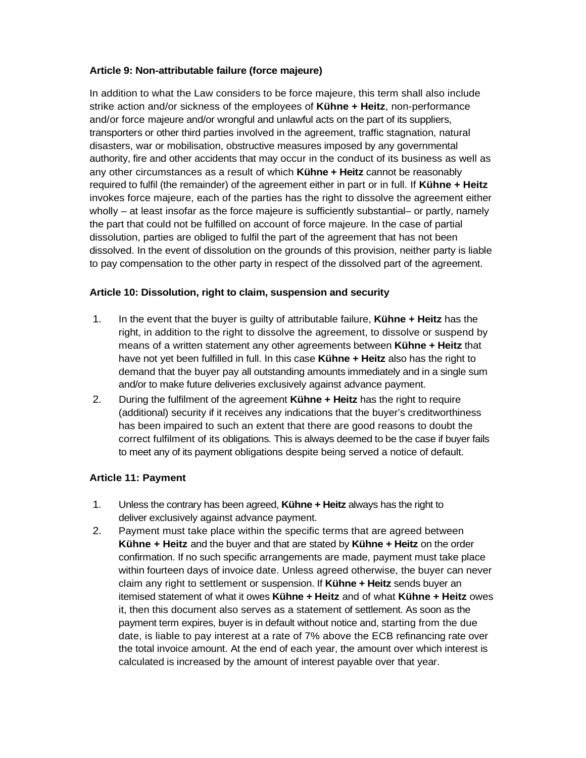**Article 9: Non-attributable failure (force majeure)**

In addition to what the Law considers to be force majeure, this term shall also include strike action and/or sickness of the employees of **Kühne + Heitz**, non-performance and/or force majeure and/or wrongful and unlawful acts on the part of its suppliers, transporters or other third parties involved in the agreement, traffic stagnation, natural disasters, war or mobilisation, obstructive measures imposed by any governmental authority, fire and other accidents that may occur in the conduct of its business as well as any other circumstances as a result of which **Kühne + Heitz** cannot be reasonably required to fulfil (the remainder) of the agreement either in part or in full. If **Kühne + Heitz** invokes force majeure, each of the parties has the right to dissolve the agreement either wholly – at least insofar as the force majeure is sufficiently substantial– or partly, namely the part that could not be fulfilled on account of force majeure. In the case of partial dissolution, parties are obliged to fulfil the part of the agreement that has not been dissolved. In the event of dissolution on the grounds of this provision, neither party is liable to pay compensation to the other party in respect of the dissolved part of the agreement.

**Article 10: Dissolution, right to claim, suspension and security**

1. In the event that the buyer is guilty of attributable failure, **Kühne + Heitz** has the right, in addition to the right to dissolve the agreement, to dissolve or suspend by means of a written statement any other agreements between **Kühne + Heitz** that have not yet been fulfilled in full. In this case **Kühne + Heitz** also has the right to demand that the buyer pay all outstanding amounts immediately and in a single sum and/or to make future deliveries exclusively against advance payment.
2. During the fulfilment of the agreement **Kühne + Heitz** has the right to require (additional) security if it receives any indications that the buyer's creditworthiness has been impaired to such an extent that there are good reasons to doubt the correct fulfilment of its obligations. This is always deemed to be the case if buyer fails to meet any of its payment obligations despite being served a notice of default.

**Article 11: Payment**

1. Unless the contrary has been agreed, **Kühne + Heitz** always has the right to deliver exclusively against advance payment.
2. Payment must take place within the specific terms that are agreed between **Kühne + Heitz** and the buyer and that are stated by **Kühne + Heitz** on the order confirmation. If no such specific arrangements are made, payment must take place within fourteen days of invoice date. Unless agreed otherwise, the buyer can never claim any right to settlement or suspension. If **Kühne + Heitz** sends buyer an itemised statement of what it owes **Kühne + Heitz** and of what **Kühne + Heitz** owes it, then this document also serves as a statement of settlement. As soon as the payment term expires, buyer is in default without notice and, starting from the due date, is liable to pay interest at a rate of 7% above the ECB refinancing rate over the total invoice amount. At the end of each year, the amount over which interest is calculated is increased by the amount of interest payable over that year.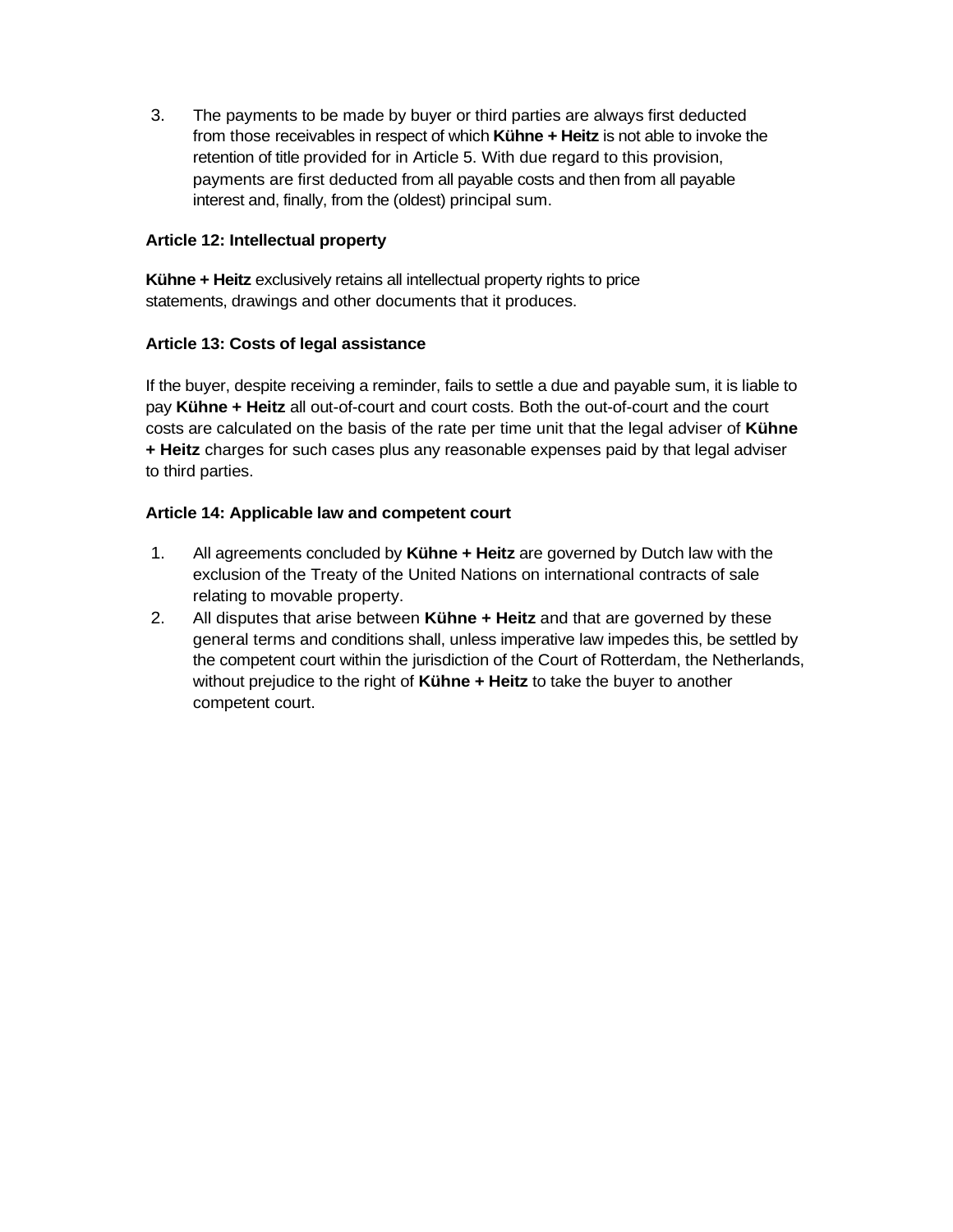3. The payments to be made by buyer or third parties are always first deducted from those receivables in respect of which **Kühne + Heitz** is not able to invoke the retention of title provided for in Article 5. With due regard to this provision, payments are first deducted from all payable costs and then from all payable interest and, finally, from the (oldest) principal sum.

**Article 12: Intellectual property**

**Kühne + Heitz** exclusively retains all intellectual property rights to price statements, drawings and other documents that it produces.

**Article 13: Costs of legal assistance**

If the buyer, despite receiving a reminder, fails to settle a due and payable sum, it is liable to pay **Kühne + Heitz** all out-of-court and court costs. Both the out-of-court and the court costs are calculated on the basis of the rate per time unit that the legal adviser of **Kühne + Heitz** charges for such cases plus any reasonable expenses paid by that legal adviser to third parties.

**Article 14: Applicable law and competent court**

1. All agreements concluded by **Kühne + Heitz** are governed by Dutch law with the exclusion of the Treaty of the United Nations on international contracts of sale relating to movable property.
2. All disputes that arise between **Kühne + Heitz** and that are governed by these general terms and conditions shall, unless imperative law impedes this, be settled by the competent court within the jurisdiction of the Court of Rotterdam, the Netherlands, without prejudice to the right of **Kühne + Heitz** to take the buyer to another competent court.